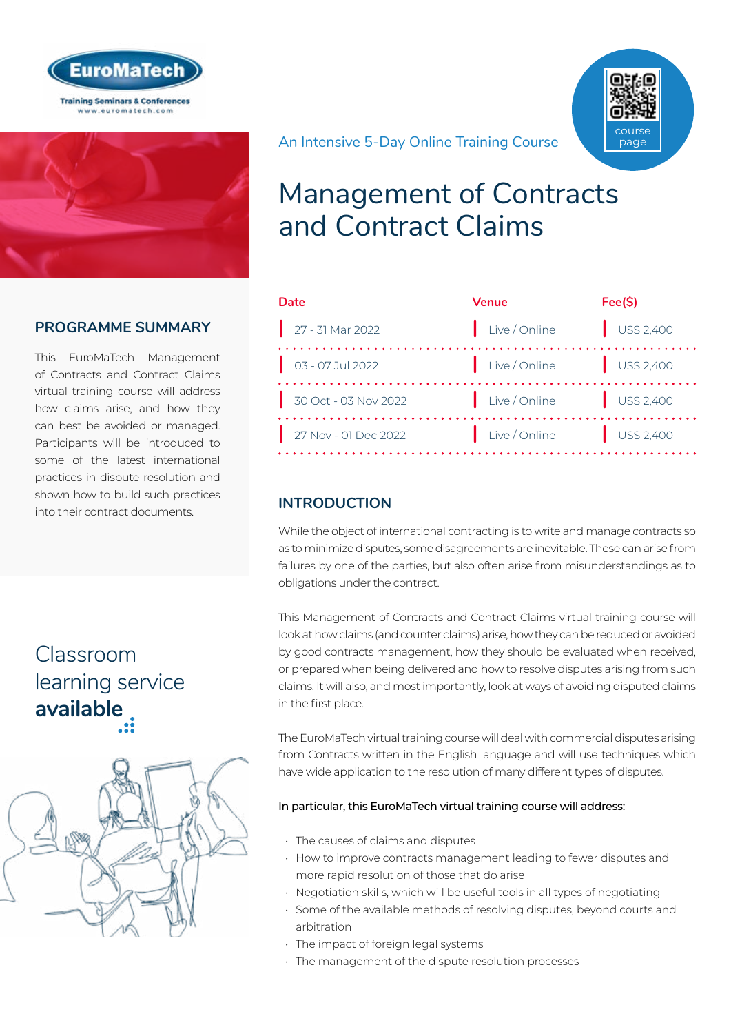EuroMaTech

Training Seminars & Conferences
www.euromatech.com

An Intensive 5-Day Online Training Course

course page

# Management of Contracts and Contract Claims

| Date | Venue | Fee($) |
|---|---|---|
| 27 - 31 Mar 2022 | Live / Online | US$ 2,400 |
| 03 - 07 Jul 2022 | Live / Online | US$ 2,400 |
| 30 Oct - 03 Nov 2022 | Live / Online | US$ 2,400 |
| 27 Nov - 01 Dec 2022 | Live / Online | US$ 2,400 |

## PROGRAMME SUMMARY

This EuroMaTech Management of Contracts and Contract Claims virtual training course will address how claims arise, and how they can best be avoided or managed. Participants will be introduced to some of the latest international practices in dispute resolution and shown how to build such practices into their contract documents.

Classroom learning service **available**

## INTRODUCTION

While the object of international contracting is to write and manage contracts so as to minimize disputes, some disagreements are inevitable. These can arise from failures by one of the parties, but also often arise from misunderstandings as to obligations under the contract.

This Management of Contracts and Contract Claims virtual training course will look at how claims (and counter claims) arise, how they can be reduced or avoided by good contracts management, how they should be evaluated when received, or prepared when being delivered and how to resolve disputes arising from such claims. It will also, and most importantly, look at ways of avoiding disputed claims in the first place.

The EuroMaTech virtual training course will deal with commercial disputes arising from Contracts written in the English language and will use techniques which have wide application to the resolution of many different types of disputes.

**In particular, this EuroMaTech virtual training course will address:**

- The causes of claims and disputes
- How to improve contracts management leading to fewer disputes and more rapid resolution of those that do arise
- Negotiation skills, which will be useful tools in all types of negotiating
- Some of the available methods of resolving disputes, beyond courts and arbitration
- The impact of foreign legal systems
- The management of the dispute resolution processes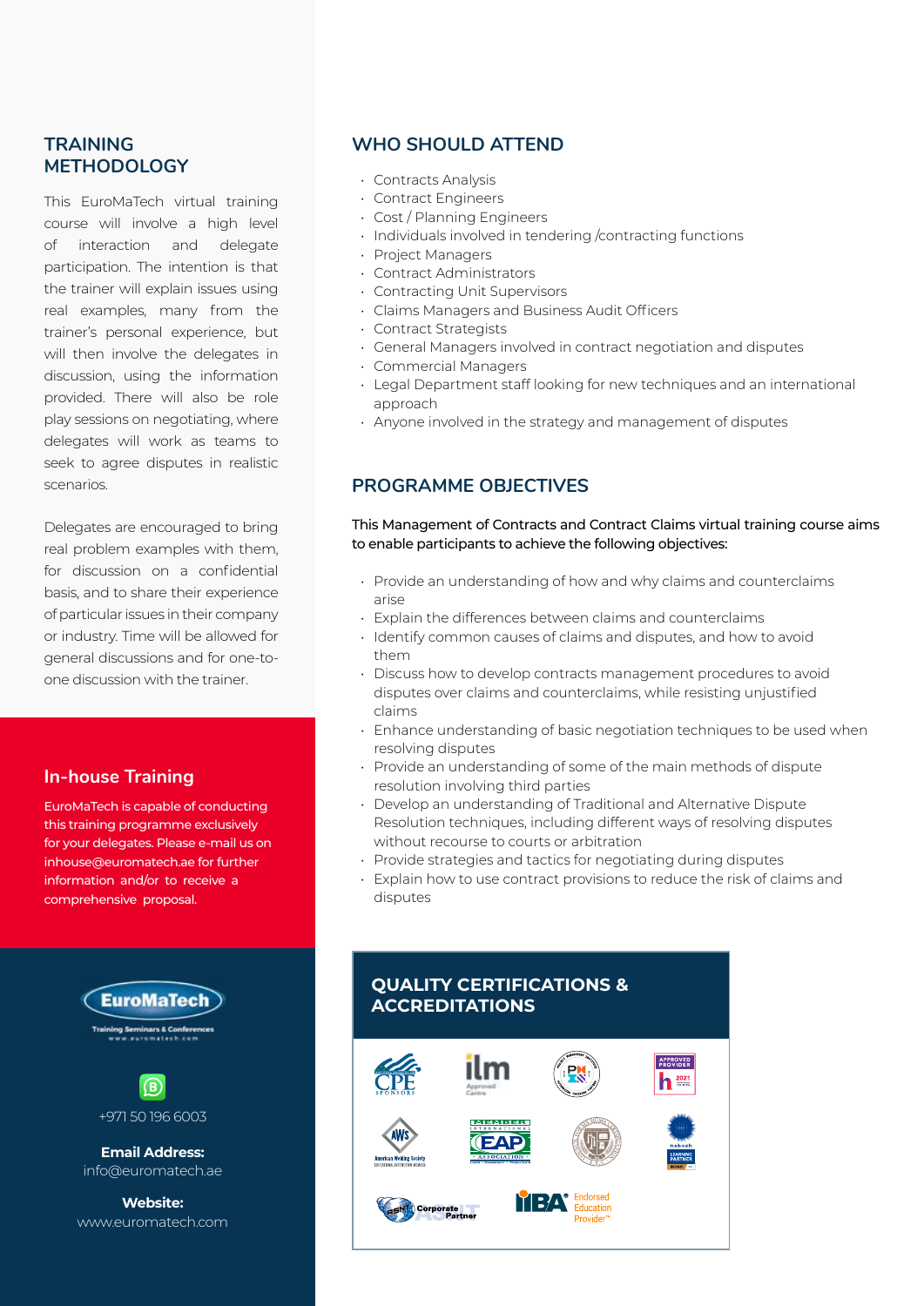## TRAINING METHODOLOGY

This EuroMaTech virtual training course will involve a high level of interaction and delegate participation. The intention is that the trainer will explain issues using real examples, many from the trainer's personal experience, but will then involve the delegates in discussion, using the information provided. There will also be role play sessions on negotiating, where delegates will work as teams to seek to agree disputes in realistic scenarios.

Delegates are encouraged to bring real problem examples with them, for discussion on a confidential basis, and to share their experience of particular issues in their company or industry. Time will be allowed for general discussions and for one-to-one discussion with the trainer.

## In-house Training

EuroMaTech is capable of conducting this training programme exclusively for your delegates. Please e-mail us on inhouse@euromatech.ae for further information and/or to receive a comprehensive proposal.

EuroMaTech
Training Seminars & Conferences
www.euromatech.com

+971 50 196 6003

**Email Address:**
info@euromatech.ae

**Website:**
www.euromatech.com

## WHO SHOULD ATTEND

- Contracts Analysis
- Contract Engineers
- Cost / Planning Engineers
- Individuals involved in tendering /contracting functions
- Project Managers
- Contract Administrators
- Contracting Unit Supervisors
- Claims Managers and Business Audit Officers
- Contract Strategists
- General Managers involved in contract negotiation and disputes
- Commercial Managers
- Legal Department staff looking for new techniques and an international approach
- Anyone involved in the strategy and management of disputes

## PROGRAMME OBJECTIVES

This Management of Contracts and Contract Claims virtual training course aims to enable participants to achieve the following objectives:

- Provide an understanding of how and why claims and counterclaims arise
- Explain the differences between claims and counterclaims
- Identify common causes of claims and disputes, and how to avoid them
- Discuss how to develop contracts management procedures to avoid disputes over claims and counterclaims, while resisting unjustified claims
- Enhance understanding of basic negotiation techniques to be used when resolving disputes
- Provide an understanding of some of the main methods of dispute resolution involving third parties
- Develop an understanding of Traditional and Alternative Dispute Resolution techniques, including different ways of resolving disputes without recourse to courts or arbitration
- Provide strategies and tactics for negotiating during disputes
- Explain how to use contract provisions to reduce the risk of claims and disputes

## QUALITY CERTIFICATIONS & ACCREDITATIONS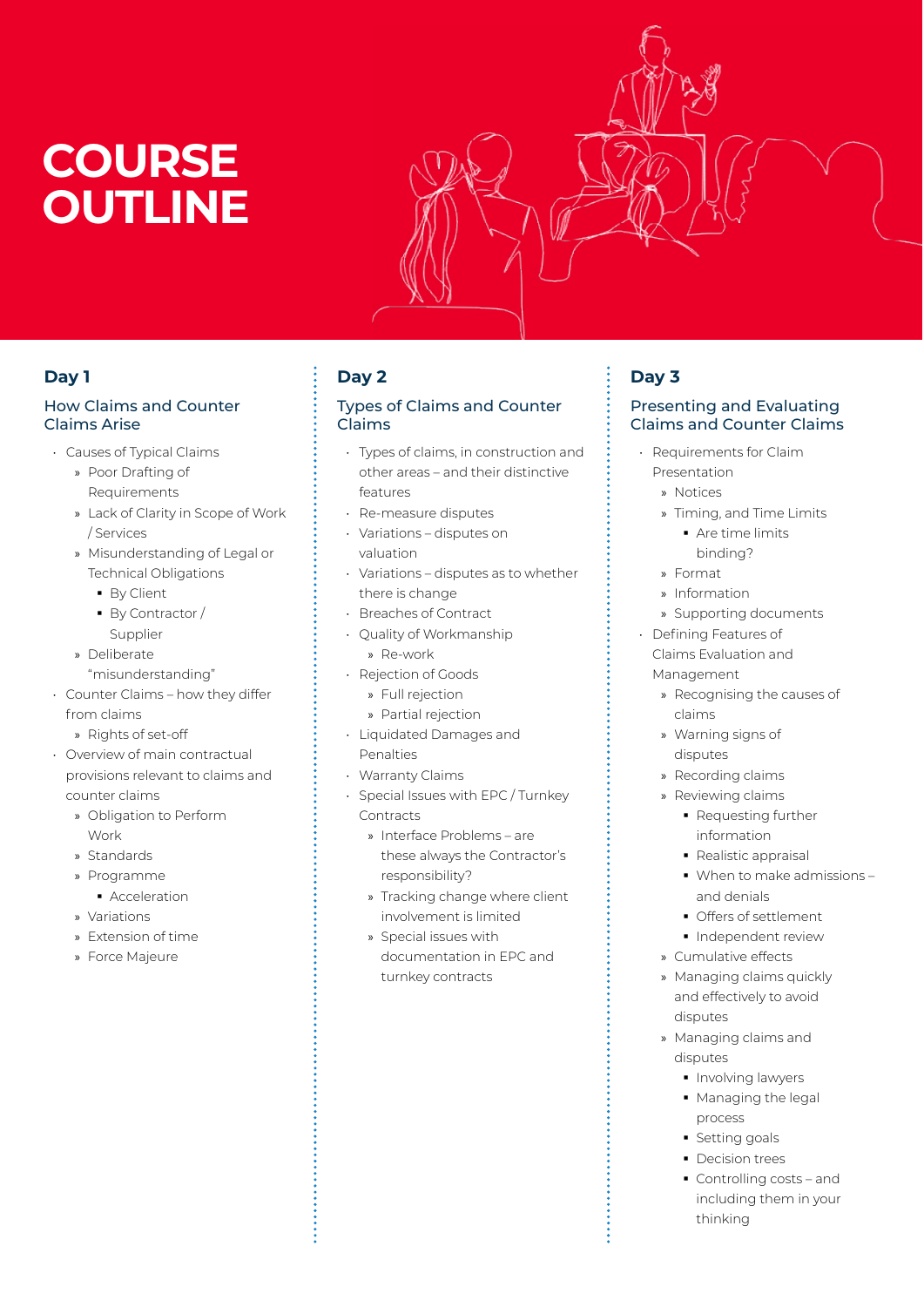# COURSE OUTLINE

## Day 1

### How Claims and Counter Claims Arise

- Causes of Typical Claims
  - Poor Drafting of Requirements
  - Lack of Clarity in Scope of Work / Services
  - Misunderstanding of Legal or Technical Obligations
    - By Client
    - By Contractor / Supplier
  - Deliberate "misunderstanding"
- Counter Claims – how they differ from claims
  - Rights of set-off
- Overview of main contractual provisions relevant to claims and counter claims
  - Obligation to Perform Work
  - Standards
  - Programme
    - Acceleration
  - Variations
  - Extension of time
  - Force Majeure

## Day 2

### Types of Claims and Counter Claims

- Types of claims, in construction and other areas – and their distinctive features
- Re-measure disputes
- Variations – disputes on valuation
- Variations – disputes as to whether there is change
- Breaches of Contract
- Quality of Workmanship
  - Re-work
- Rejection of Goods
  - Full rejection
  - Partial rejection
- Liquidated Damages and Penalties
- Warranty Claims
- Special Issues with EPC / Turnkey Contracts
  - Interface Problems – are these always the Contractor's responsibility?
  - Tracking change where client involvement is limited
  - Special issues with documentation in EPC and turnkey contracts

## Day 3

### Presenting and Evaluating Claims and Counter Claims

- Requirements for Claim Presentation
  - Notices
  - Timing, and Time Limits
    - Are time limits binding?
  - Format
  - Information
  - Supporting documents
- Defining Features of Claims Evaluation and Management
  - Recognising the causes of claims
  - Warning signs of disputes
  - Recording claims
  - Reviewing claims
    - Requesting further information
    - Realistic appraisal
    - When to make admissions – and denials
    - Offers of settlement
    - Independent review
  - Cumulative effects
  - Managing claims quickly and effectively to avoid disputes
  - Managing claims and disputes
    - Involving lawyers
    - Managing the legal process
    - Setting goals
    - Decision trees
    - Controlling costs – and including them in your thinking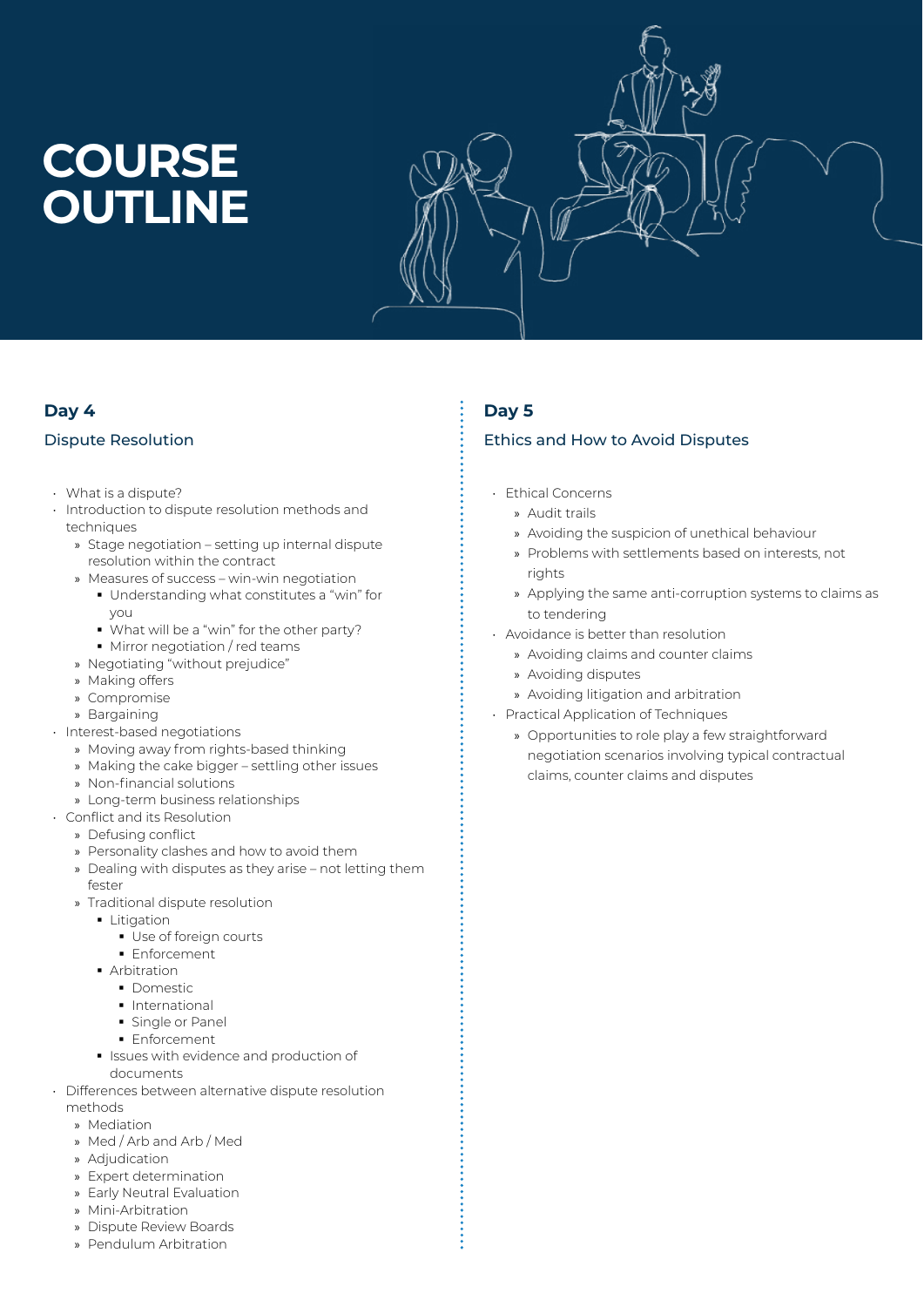# COURSE OUTLINE

## Day 4

### Dispute Resolution

- What is a dispute?
- Introduction to dispute resolution methods and techniques
  - Stage negotiation – setting up internal dispute resolution within the contract
  - Measures of success – win-win negotiation
    - Understanding what constitutes a "win" for you
    - What will be a "win" for the other party?
    - Mirror negotiation / red teams
  - Negotiating "without prejudice"
  - Making offers
  - Compromise
  - Bargaining
- Interest-based negotiations
  - Moving away from rights-based thinking
  - Making the cake bigger – settling other issues
  - Non-financial solutions
  - Long-term business relationships
- Conflict and its Resolution
  - Defusing conflict
  - Personality clashes and how to avoid them
  - Dealing with disputes as they arise – not letting them fester
  - Traditional dispute resolution
    - Litigation
      - Use of foreign courts
      - Enforcement
    - Arbitration
      - Domestic
      - International
      - Single or Panel
      - Enforcement
    - Issues with evidence and production of documents
- Differences between alternative dispute resolution methods
  - Mediation
  - Med / Arb and Arb / Med
  - Adjudication
  - Expert determination
  - Early Neutral Evaluation
  - Mini-Arbitration
  - Dispute Review Boards
  - Pendulum Arbitration

## Day 5

### Ethics and How to Avoid Disputes

- Ethical Concerns
  - Audit trails
  - Avoiding the suspicion of unethical behaviour
  - Problems with settlements based on interests, not rights
  - Applying the same anti-corruption systems to claims as to tendering
- Avoidance is better than resolution
  - Avoiding claims and counter claims
  - Avoiding disputes
  - Avoiding litigation and arbitration
- Practical Application of Techniques
  - Opportunities to role play a few straightforward negotiation scenarios involving typical contractual claims, counter claims and disputes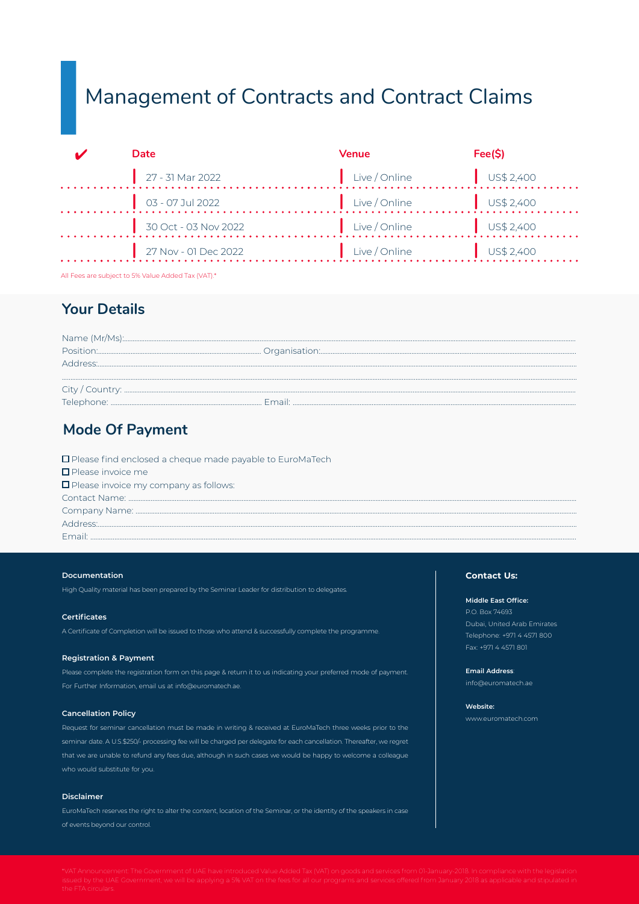# Management of Contracts and Contract Claims

| ✔ | Date | Venue | Fee($) |
|---|---|---|---|
| | 27 - 31 Mar 2022 | Live / Online | US$ 2,400 |
| | 03 - 07 Jul 2022 | Live / Online | US$ 2,400 |
| | 30 Oct - 03 Nov 2022 | Live / Online | US$ 2,400 |
| | 27 Nov - 01 Dec 2022 | Live / Online | US$ 2,400 |

All Fees are subject to 5% Value Added Tax (VAT).*

## Your Details

Name (Mr/Ms):........................................

Position:........................................ Organisation:........................................

Address:........................................

........................................

City / Country: ........................................

Telephone: ........................................ Email: ........................................

## Mode Of Payment

☐ Please find enclosed a cheque made payable to EuroMaTech

☐ Please invoice me

☐ Please invoice my company as follows:

Contact Name: ........................................

Company Name: ........................................

Address:........................................

Email: ........................................

**Documentation**

High Quality material has been prepared by the Seminar Leader for distribution to delegates.

**Certificates**

A Certificate of Completion will be issued to those who attend & successfully complete the programme.

**Registration & Payment**

Please complete the registration form on this page & return it to us indicating your preferred mode of payment. For Further Information, email us at info@euromatech.ae.

**Cancellation Policy**

Request for seminar cancellation must be made in writing & received at EuroMaTech three weeks prior to the seminar date. A U.S.$250/- processing fee will be charged per delegate for each cancellation. Thereafter, we regret that we are unable to refund any fees due, although in such cases we would be happy to welcome a colleague who would substitute for you.

**Disclaimer**

EuroMaTech reserves the right to alter the content, location of the Seminar, or the identity of the speakers in case of events beyond our control.

**Contact Us:**

**Middle East Office:**
P.O. Box 74693
Dubai, United Arab Emirates
Telephone: +971 4 4571 800
Fax: +971 4 4571 801

**Email Address**:
info@euromatech.ae

**Website:**
www.euromatech.com

*VAT Announcement: The Government of UAE have introduced Value Added Tax (VAT) on goods and services from 01-January-2018. In compliance with the legislation issued by the UAE Government, we will be applying a 5% VAT on the fees for all our programs and services offered from January 2018 as applicable and stipulated in the FTA circulars.